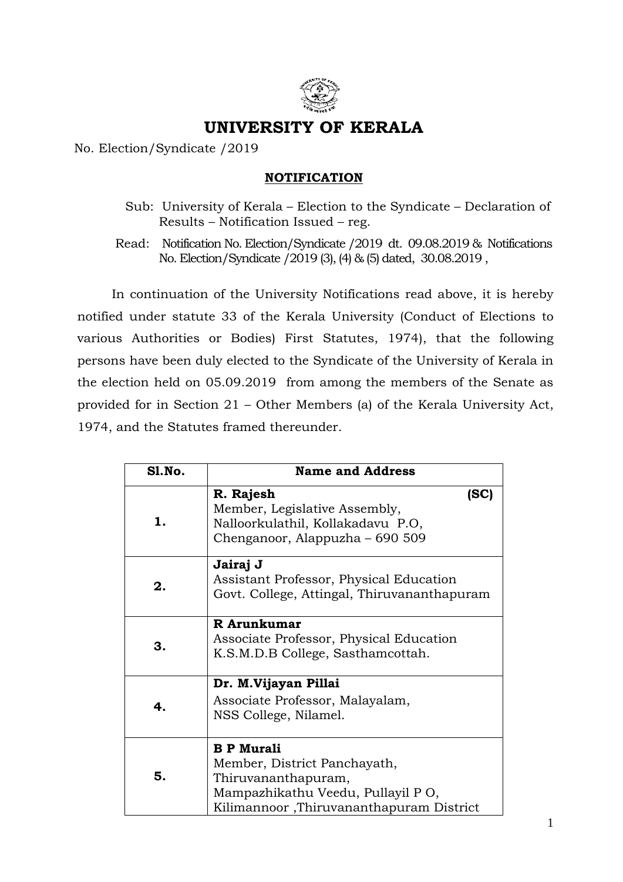# UNIVERSITY OF KERALA

No. Election/Syndicate /2019

## NOTIFICATION

Sub: University of Kerala – Election to the Syndicate – Declaration of Results – Notification Issued – reg.

Read: Notification No. Election/Syndicate /2019 dt. 09.08.2019 & Notifications No. Election/Syndicate /2019 (3), (4) & (5) dated, 30.08.2019 ,

In continuation of the University Notifications read above, it is hereby notified under statute 33 of the Kerala University (Conduct of Elections to various Authorities or Bodies) First Statutes, 1974), that the following persons have been duly elected to the Syndicate of the University of Kerala in the election held on 05.09.2019 from among the members of the Senate as provided for in Section 21 – Other Members (a) of the Kerala University Act, 1974, and the Statutes framed thereunder.

| Sl.No. | Name and Address |
|---|---|
| 1. | **R. Rajesh (SC)**<br>Member, Legislative Assembly,<br>Nalloorkulathil, Kollakadavu P.O,<br>Chenganoor, Alappuzha – 690 509 |
| 2. | **Jairaj J**<br>Assistant Professor, Physical Education<br>Govt. College, Attingal, Thiruvananthapuram |
| 3. | **R Arunkumar**<br>Associate Professor, Physical Education<br>K.S.M.D.B College, Sasthamcottah. |
| 4. | **Dr. M.Vijayan Pillai**<br>Associate Professor, Malayalam,<br>NSS College, Nilamel. |
| 5. | **B P Murali**<br>Member, District Panchayath,<br>Thiruvananthapuram,<br>Mampazhikathu Veedu, Pullayil P O,<br>Kilimannoor ,Thiruvananthapuram District |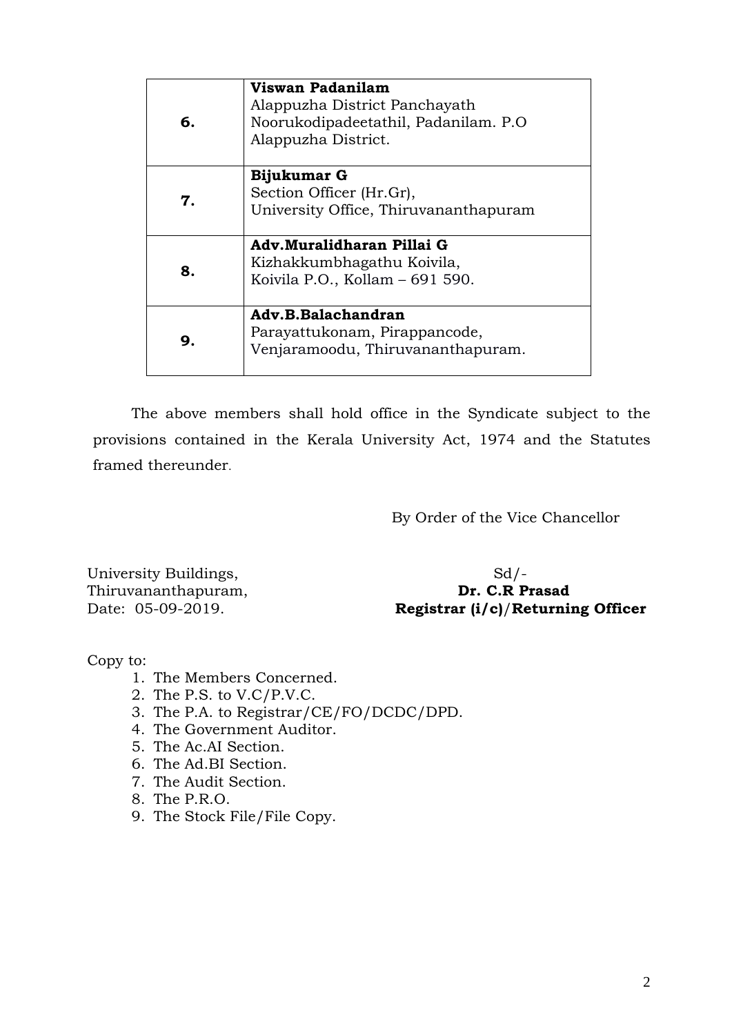| | |
|---|---|
| **6.** | **Viswan Padanilam**<br>Alappuzha District Panchayath<br>Noorukodipadeetathil, Padanilam. P.O<br>Alappuzha District. |
| **7.** | **Bijukumar G**<br>Section Officer (Hr.Gr),<br>University Office, Thiruvananthapuram |
| **8.** | **Adv.Muralidharan Pillai G**<br>Kizhakkumbhagathu Koivila,<br>Koivila P.O., Kollam – 691 590. |
| **9.** | **Adv.B.Balachandran**<br>Parayattukonam, Pirappancode,<br>Venjaramoodu, Thiruvananthapuram. |

The above members shall hold office in the Syndicate subject to the provisions contained in the Kerala University Act, 1974 and the Statutes framed thereunder.

By Order of the Vice Chancellor

University Buildings,
Thiruvananthapuram,
Date: 05-09-2019.

Sd/-
**Dr. C.R Prasad**
**Registrar (i/c)/Returning Officer**

Copy to:

1. The Members Concerned.
2. The P.S. to V.C/P.V.C.
3. The P.A. to Registrar/CE/FO/DCDC/DPD.
4. The Government Auditor.
5. The Ac.AI Section.
6. The Ad.BI Section.
7. The Audit Section.
8. The P.R.O.
9. The Stock File/File Copy.